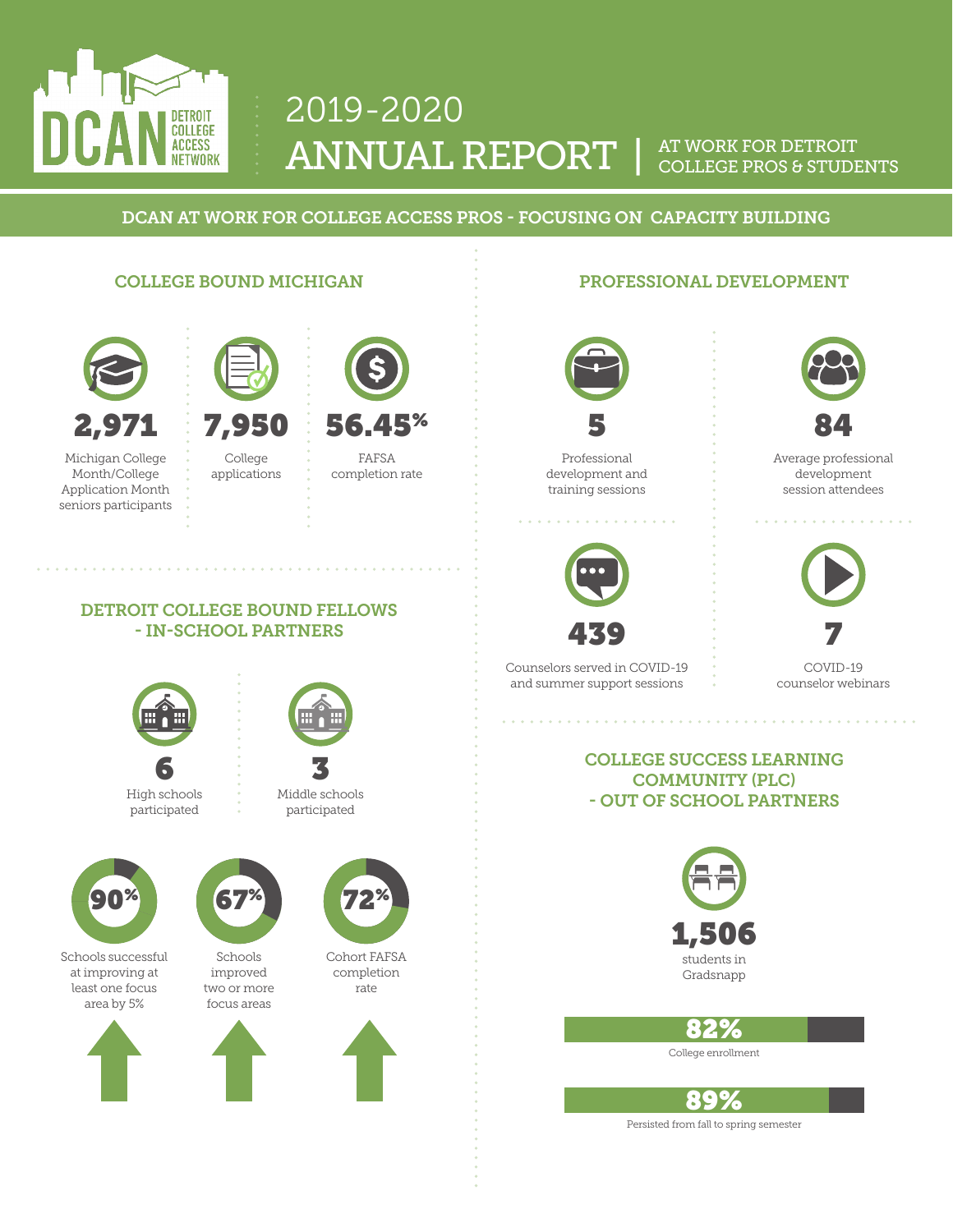# DCAN DETROIT COLLEGE ACCESS NETWORK

# 2019-2020 ANNUAL REPORT | AT WORK FOR DETROIT COLLEGE PROS & STUDENTS

## DCAN AT WORK FOR COLLEGE ACCESS PROS - FOCUSING ON CAPACITY BUILDING

### COLLEGE BOUND MICHIGAN

**2,971**
Michigan College Month/College Application Month seniors participants

**7,950**
College applications

**56.45%**
FAFSA completion rate

### DETROIT COLLEGE BOUND FELLOWS - IN-SCHOOL PARTNERS

**6**
High schools participated

**3**
Middle schools participated

**90%**
Schools successful at improving at least one focus area by 5%

**67%**
Schools improved two or more focus areas

**72%**
Cohort FAFSA completion rate

### PROFESSIONAL DEVELOPMENT

**5**
Professional development and training sessions

**84**
Average professional development session attendees

**439**
Counselors served in COVID-19 and summer support sessions

**7**
COVID-19 counselor webinars

### COLLEGE SUCCESS LEARNING COMMUNITY (PLC) - OUT OF SCHOOL PARTNERS

**1,506**
students in Gradsnapp

**82%**
College enrollment

**89%**
Persisted from fall to spring semester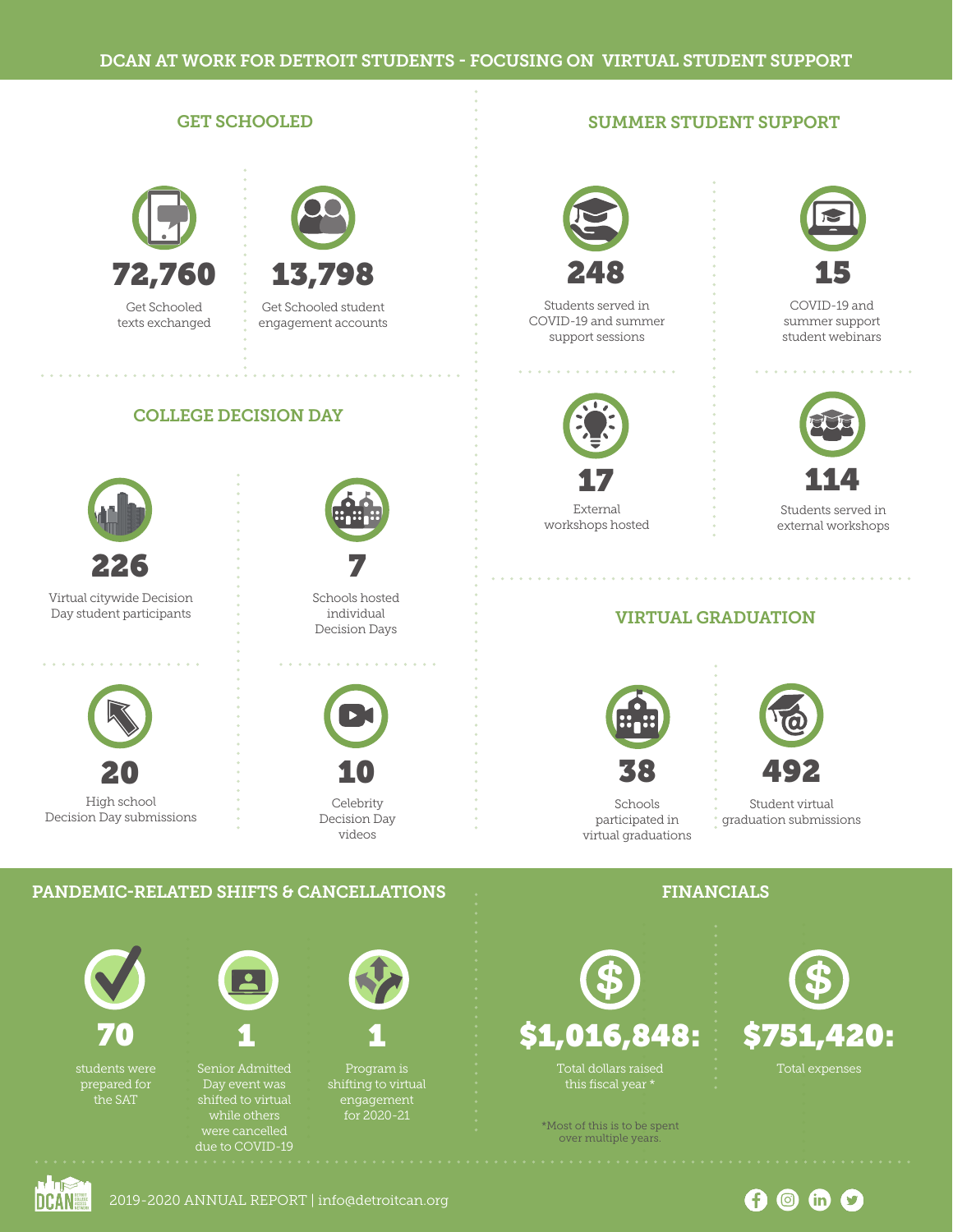# DCAN AT WORK FOR DETROIT STUDENTS - FOCUSING ON VIRTUAL STUDENT SUPPORT

## GET SCHOOLED

**72,760**
Get Schooled texts exchanged

**13,798**
Get Schooled student engagement accounts

## COLLEGE DECISION DAY

**226**
Virtual citywide Decision Day student participants

**7**
Schools hosted individual Decision Days

**20**
High school Decision Day submissions

**10**
Celebrity Decision Day videos

## SUMMER STUDENT SUPPORT

**248**
Students served in COVID-19 and summer support sessions

**15**
COVID-19 and summer support student webinars

**17**
External workshops hosted

**114**
Students served in external workshops

## VIRTUAL GRADUATION

**38**
Schools participated in virtual graduations

**492**
Student virtual graduation submissions

## PANDEMIC-RELATED SHIFTS & CANCELLATIONS

**70**
students were prepared for the SAT

**1**
Senior Admitted Day event was shifted to virtual while others were cancelled due to COVID-19

**1**
Program is shifting to virtual engagement for 2020-21

## FINANCIALS

**$1,016,848:**
Total dollars raised this fiscal year *

**$751,420:**
Total expenses

*Most of this is to be spent over multiple years.

2019-2020 ANNUAL REPORT | info@detroitcan.org